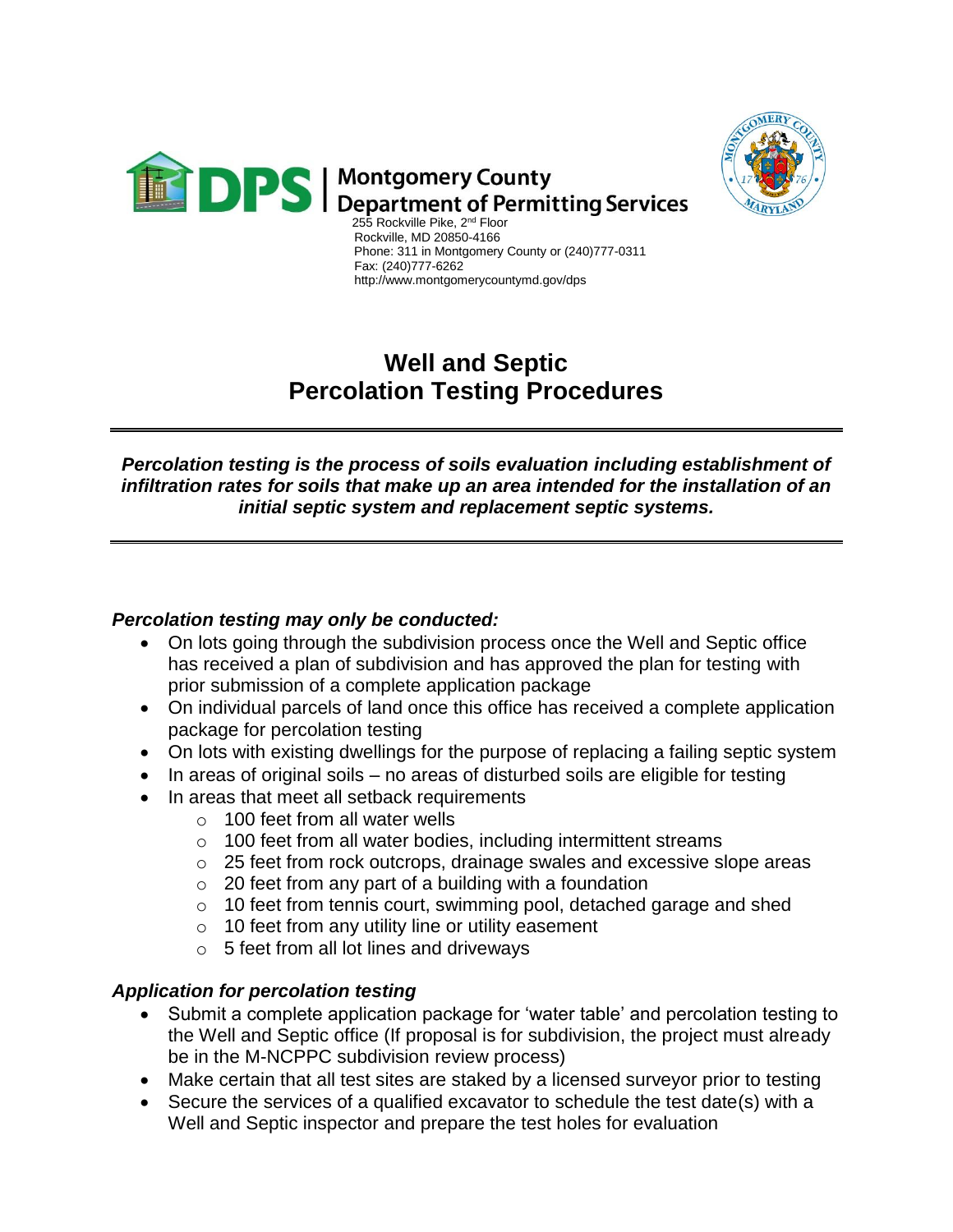**DPS | Montgomery County Department of Permitting Services**

255 Rockville Pike, 2nd Floor
Rockville, MD 20850-4166
Phone: 311 in Montgomery County or (240)777-0311
Fax: (240)777-6262
http://www.montgomerycountymd.gov/dps

# Well and Septic Percolation Testing Procedures

---

***Percolation testing is the process of soils evaluation including establishment of infiltration rates for soils that make up an area intended for the installation of an initial septic system and replacement septic systems.***

---

### *Percolation testing may only be conducted:*

- On lots going through the subdivision process once the Well and Septic office has received a plan of subdivision and has approved the plan for testing with prior submission of a complete application package
- On individual parcels of land once this office has received a complete application package for percolation testing
- On lots with existing dwellings for the purpose of replacing a failing septic system
- In areas of original soils – no areas of disturbed soils are eligible for testing
- In areas that meet all setback requirements
  - 100 feet from all water wells
  - 100 feet from all water bodies, including intermittent streams
  - 25 feet from rock outcrops, drainage swales and excessive slope areas
  - 20 feet from any part of a building with a foundation
  - 10 feet from tennis court, swimming pool, detached garage and shed
  - 10 feet from any utility line or utility easement
  - 5 feet from all lot lines and driveways

### *Application for percolation testing*

- Submit a complete application package for 'water table' and percolation testing to the Well and Septic office (If proposal is for subdivision, the project must already be in the M-NCPPC subdivision review process)
- Make certain that all test sites are staked by a licensed surveyor prior to testing
- Secure the services of a qualified excavator to schedule the test date(s) with a Well and Septic inspector and prepare the test holes for evaluation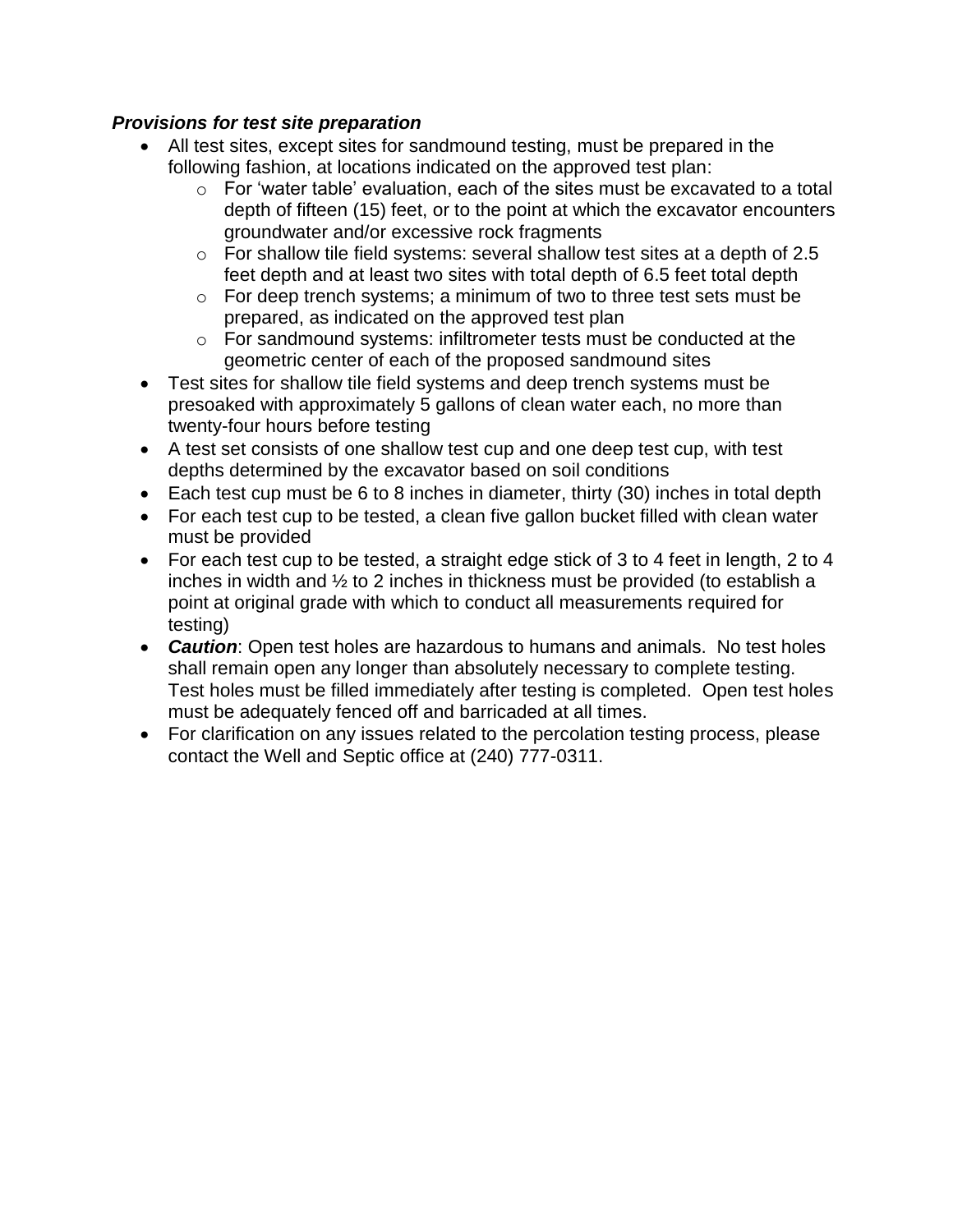***Provisions for test site preparation***

- All test sites, except sites for sandmound testing, must be prepared in the following fashion, at locations indicated on the approved test plan:
  - For 'water table' evaluation, each of the sites must be excavated to a total depth of fifteen (15) feet, or to the point at which the excavator encounters groundwater and/or excessive rock fragments
  - For shallow tile field systems: several shallow test sites at a depth of 2.5 feet depth and at least two sites with total depth of 6.5 feet total depth
  - For deep trench systems; a minimum of two to three test sets must be prepared, as indicated on the approved test plan
  - For sandmound systems: infiltrometer tests must be conducted at the geometric center of each of the proposed sandmound sites
- Test sites for shallow tile field systems and deep trench systems must be presoaked with approximately 5 gallons of clean water each, no more than twenty-four hours before testing
- A test set consists of one shallow test cup and one deep test cup, with test depths determined by the excavator based on soil conditions
- Each test cup must be 6 to 8 inches in diameter, thirty (30) inches in total depth
- For each test cup to be tested, a clean five gallon bucket filled with clean water must be provided
- For each test cup to be tested, a straight edge stick of 3 to 4 feet in length, 2 to 4 inches in width and ½ to 2 inches in thickness must be provided (to establish a point at original grade with which to conduct all measurements required for testing)
- ***Caution***: Open test holes are hazardous to humans and animals. No test holes shall remain open any longer than absolutely necessary to complete testing. Test holes must be filled immediately after testing is completed. Open test holes must be adequately fenced off and barricaded at all times.
- For clarification on any issues related to the percolation testing process, please contact the Well and Septic office at (240) 777-0311.